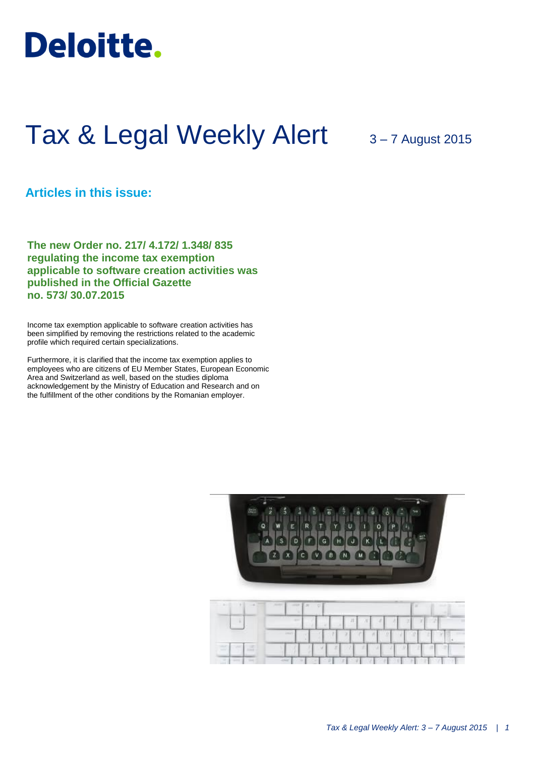Deloitte.

# Tax & Legal Weekly Alert

3 – 7 August 2015

## Articles in this issue:

### The new Order no. 217/ 4.172/ 1.348/ 835 regulating the income tax exemption applicable to software creation activities was published in the Official Gazette no. 573/ 30.07.2015

Income tax exemption applicable to software creation activities has been simplified by removing the restrictions related to the academic profile which required certain specializations.

Furthermore, it is clarified that the income tax exemption applies to employees who are citizens of EU Member States, European Economic Area and Switzerland as well, based on the studies diploma acknowledgement by the Ministry of Education and Research and on the fulfillment of the other conditions by the Romanian employer.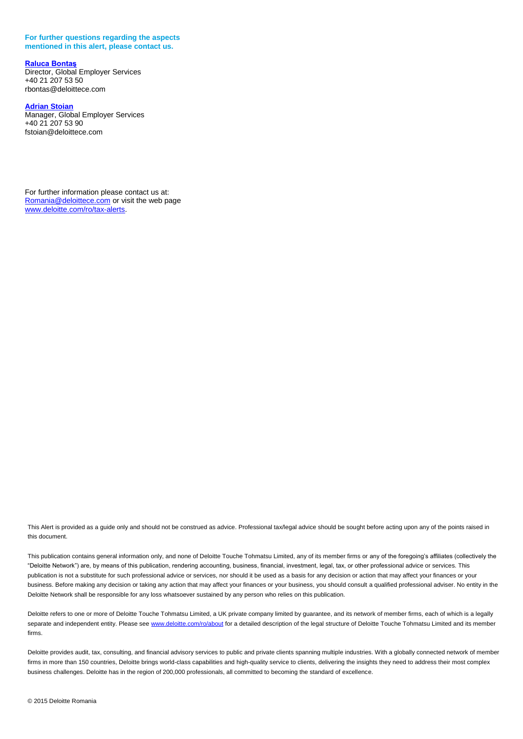**For further questions regarding the aspects mentioned in this alert, please contact us.**

**Raluca Bontaş**
Director, Global Employer Services
+40 21 207 53 50
rbontas@deloittece.com

**Adrian Stoian**
Manager, Global Employer Services
+40 21 207 53 90
fstoian@deloittece.com

For further information please contact us at: Romania@deloittece.com or visit the web page www.deloitte.com/ro/tax-alerts.

This Alert is provided as a guide only and should not be construed as advice. Professional tax/legal advice should be sought before acting upon any of the points raised in this document.

This publication contains general information only, and none of Deloitte Touche Tohmatsu Limited, any of its member firms or any of the foregoing's affiliates (collectively the "Deloitte Network") are, by means of this publication, rendering accounting, business, financial, investment, legal, tax, or other professional advice or services. This publication is not a substitute for such professional advice or services, nor should it be used as a basis for any decision or action that may affect your finances or your business. Before making any decision or taking any action that may affect your finances or your business, you should consult a qualified professional adviser. No entity in the Deloitte Network shall be responsible for any loss whatsoever sustained by any person who relies on this publication.

Deloitte refers to one or more of Deloitte Touche Tohmatsu Limited, a UK private company limited by guarantee, and its network of member firms, each of which is a legally separate and independent entity. Please see www.deloitte.com/ro/about for a detailed description of the legal structure of Deloitte Touche Tohmatsu Limited and its member firms.

Deloitte provides audit, tax, consulting, and financial advisory services to public and private clients spanning multiple industries. With a globally connected network of member firms in more than 150 countries, Deloitte brings world-class capabilities and high-quality service to clients, delivering the insights they need to address their most complex business challenges. Deloitte has in the region of 200,000 professionals, all committed to becoming the standard of excellence.

© 2015 Deloitte Romania